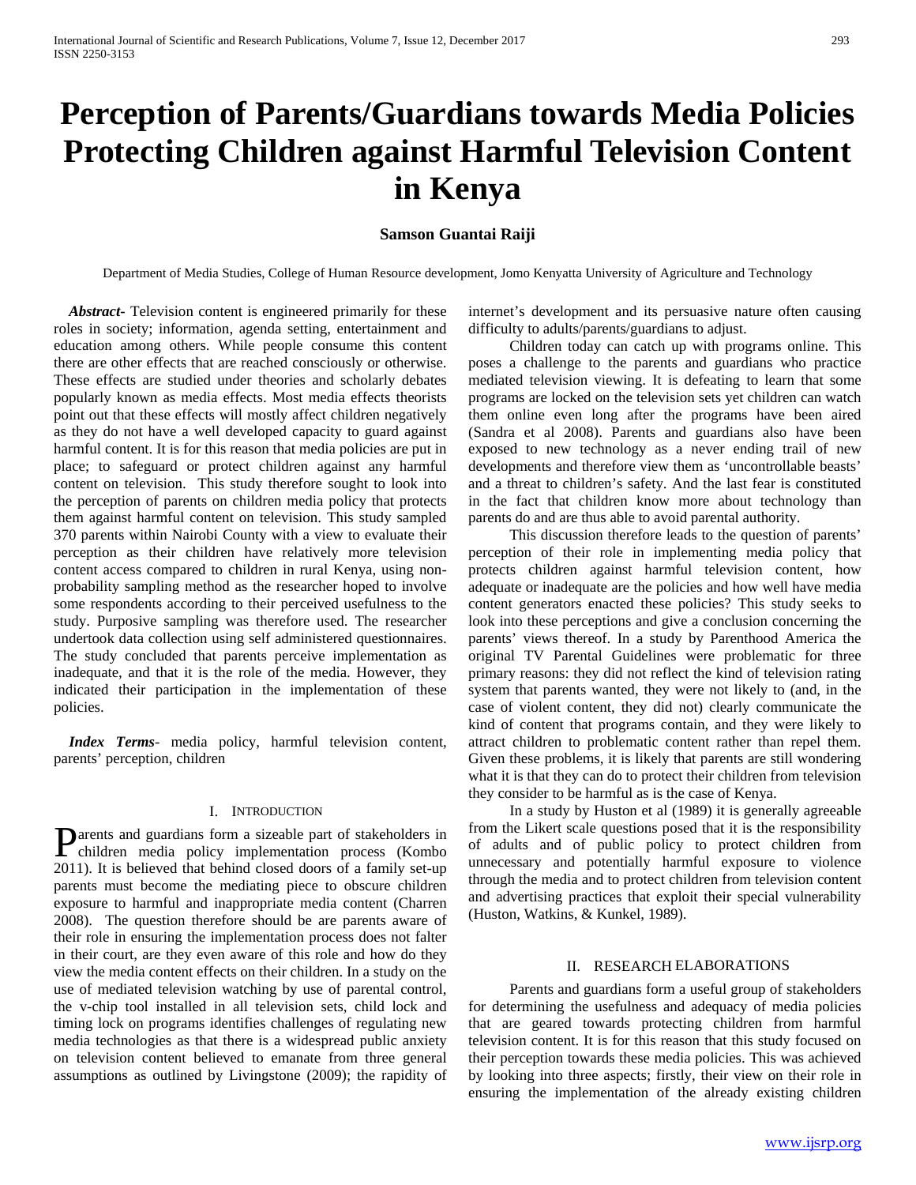# Perception of Parents/Guardians towards Media Policies Protecting Children against Harmful Television Content in Kenya

**Samson Guantai Raiji**

Department of Media Studies, College of Human Resource development, Jomo Kenyatta University of Agriculture and Technology

***Abstract***- Television content is engineered primarily for these roles in society; information, agenda setting, entertainment and education among others. While people consume this content there are other effects that are reached consciously or otherwise. These effects are studied under theories and scholarly debates popularly known as media effects. Most media effects theorists point out that these effects will mostly affect children negatively as they do not have a well developed capacity to guard against harmful content. It is for this reason that media policies are put in place; to safeguard or protect children against any harmful content on television. This study therefore sought to look into the perception of parents on children media policy that protects them against harmful content on television. This study sampled 370 parents within Nairobi County with a view to evaluate their perception as their children have relatively more television content access compared to children in rural Kenya, using non-probability sampling method as the researcher hoped to involve some respondents according to their perceived usefulness to the study. Purposive sampling was therefore used. The researcher undertook data collection using self administered questionnaires. The study concluded that parents perceive implementation as inadequate, and that it is the role of the media. However, they indicated their participation in the implementation of these policies.

***Index Terms***- media policy, harmful television content, parents' perception, children

## I. Introduction

Parents and guardians form a sizeable part of stakeholders in children media policy implementation process (Kombo 2011). It is believed that behind closed doors of a family set-up parents must become the mediating piece to obscure children exposure to harmful and inappropriate media content (Charren 2008). The question therefore should be are parents aware of their role in ensuring the implementation process does not falter in their court, are they even aware of this role and how do they view the media content effects on their children. In a study on the use of mediated television watching by use of parental control, the v-chip tool installed in all television sets, child lock and timing lock on programs identifies challenges of regulating new media technologies as that there is a widespread public anxiety on television content believed to emanate from three general assumptions as outlined by Livingstone (2009); the rapidity of internet's development and its persuasive nature often causing difficulty to adults/parents/guardians to adjust.

Children today can catch up with programs online. This poses a challenge to the parents and guardians who practice mediated television viewing. It is defeating to learn that some programs are locked on the television sets yet children can watch them online even long after the programs have been aired (Sandra et al 2008). Parents and guardians also have been exposed to new technology as a never ending trail of new developments and therefore view them as 'uncontrollable beasts' and a threat to children's safety. And the last fear is constituted in the fact that children know more about technology than parents do and are thus able to avoid parental authority.

This discussion therefore leads to the question of parents' perception of their role in implementing media policy that protects children against harmful television content, how adequate or inadequate are the policies and how well have media content generators enacted these policies? This study seeks to look into these perceptions and give a conclusion concerning the parents' views thereof. In a study by Parenthood America the original TV Parental Guidelines were problematic for three primary reasons: they did not reflect the kind of television rating system that parents wanted, they were not likely to (and, in the case of violent content, they did not) clearly communicate the kind of content that programs contain, and they were likely to attract children to problematic content rather than repel them. Given these problems, it is likely that parents are still wondering what it is that they can do to protect their children from television they consider to be harmful as is the case of Kenya.

In a study by Huston et al (1989) it is generally agreeable from the Likert scale questions posed that it is the responsibility of adults and of public policy to protect children from unnecessary and potentially harmful exposure to violence through the media and to protect children from television content and advertising practices that exploit their special vulnerability (Huston, Watkins, & Kunkel, 1989).

## II. Research Elaborations

Parents and guardians form a useful group of stakeholders for determining the usefulness and adequacy of media policies that are geared towards protecting children from harmful television content. It is for this reason that this study focused on their perception towards these media policies. This was achieved by looking into three aspects; firstly, their view on their role in ensuring the implementation of the already existing children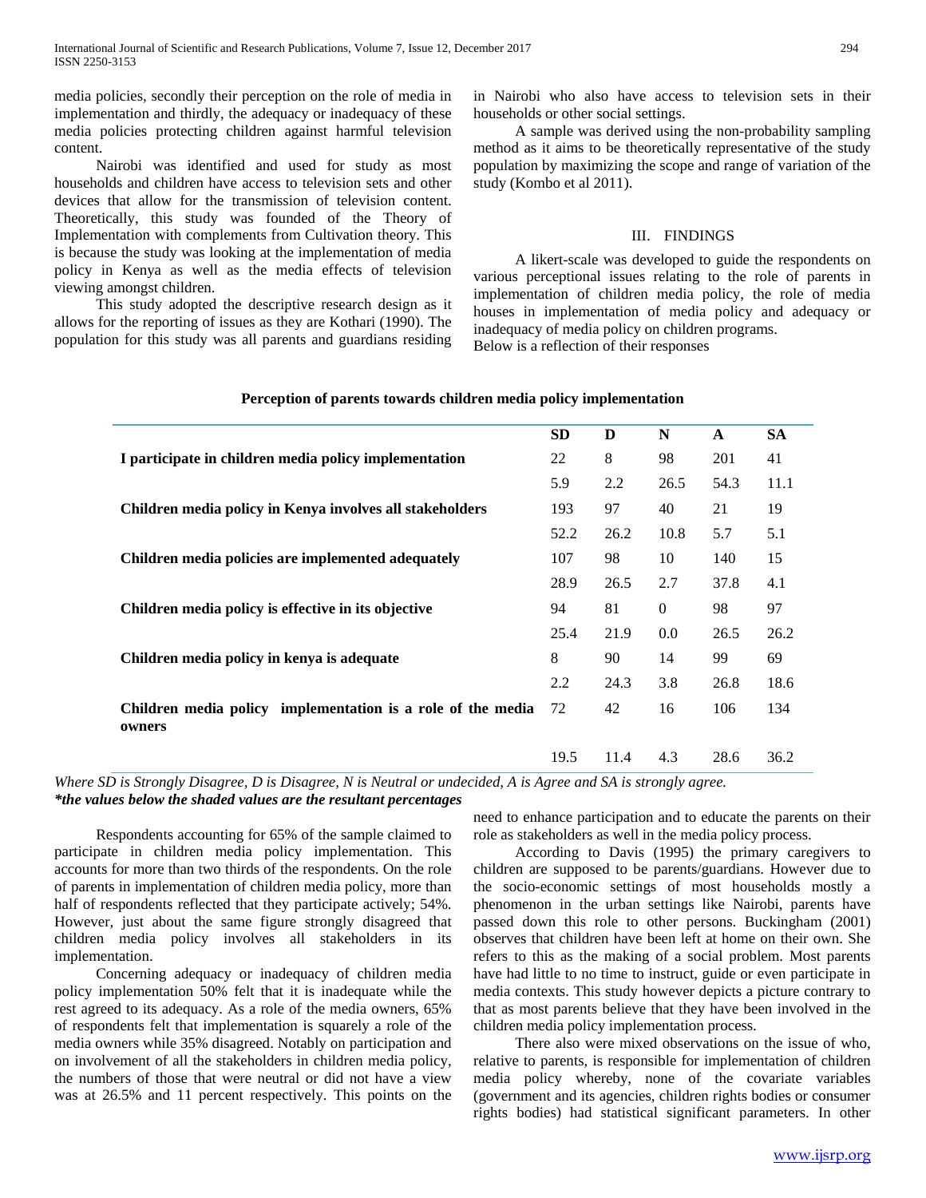media policies, secondly their perception on the role of media in implementation and thirdly, the adequacy or inadequacy of these media policies protecting children against harmful television content.

Nairobi was identified and used for study as most households and children have access to television sets and other devices that allow for the transmission of television content. Theoretically, this study was founded of the Theory of Implementation with complements from Cultivation theory. This is because the study was looking at the implementation of media policy in Kenya as well as the media effects of television viewing amongst children.

This study adopted the descriptive research design as it allows for the reporting of issues as they are Kothari (1990). The population for this study was all parents and guardians residing in Nairobi who also have access to television sets in their households or other social settings.

A sample was derived using the non-probability sampling method as it aims to be theoretically representative of the study population by maximizing the scope and range of variation of the study (Kombo et al 2011).

## III. FINDINGS

A likert-scale was developed to guide the respondents on various perceptional issues relating to the role of parents in implementation of children media policy, the role of media houses in implementation of media policy and adequacy or inadequacy of media policy on children programs.
Below is a reflection of their responses

**Perception of parents towards children media policy implementation**

| | SD | D | N | A | SA |
|---|---|---|---|---|---|
| **I participate in children media policy implementation** | 22 | 8 | 98 | 201 | 41 |
| | 5.9 | 2.2 | 26.5 | 54.3 | 11.1 |
| **Children media policy in Kenya involves all stakeholders** | 193 | 97 | 40 | 21 | 19 |
| | 52.2 | 26.2 | 10.8 | 5.7 | 5.1 |
| **Children media policies are implemented adequately** | 107 | 98 | 10 | 140 | 15 |
| | 28.9 | 26.5 | 2.7 | 37.8 | 4.1 |
| **Children media policy is effective in its objective** | 94 | 81 | 0 | 98 | 97 |
| | 25.4 | 21.9 | 0.0 | 26.5 | 26.2 |
| **Children media policy in kenya is adequate** | 8 | 90 | 14 | 99 | 69 |
| | 2.2 | 24.3 | 3.8 | 26.8 | 18.6 |
| **Children media policy implementation is a role of the media owners** | 72 | 42 | 16 | 106 | 134 |
| | 19.5 | 11.4 | 4.3 | 28.6 | 36.2 |

*Where SD is Strongly Disagree, D is Disagree, N is Neutral or undecided, A is Agree and SA is strongly agree.*
***the values below the shaded values are the resultant percentages***

Respondents accounting for 65% of the sample claimed to participate in children media policy implementation. This accounts for more than two thirds of the respondents. On the role of parents in implementation of children media policy, more than half of respondents reflected that they participate actively; 54%. However, just about the same figure strongly disagreed that children media policy involves all stakeholders in its implementation.

Concerning adequacy or inadequacy of children media policy implementation 50% felt that it is inadequate while the rest agreed to its adequacy. As a role of the media owners, 65% of respondents felt that implementation is squarely a role of the media owners while 35% disagreed. Notably on participation and on involvement of all the stakeholders in children media policy, the numbers of those that were neutral or did not have a view was at 26.5% and 11 percent respectively. This points on the need to enhance participation and to educate the parents on their role as stakeholders as well in the media policy process.

According to Davis (1995) the primary caregivers to children are supposed to be parents/guardians. However due to the socio-economic settings of most households mostly a phenomenon in the urban settings like Nairobi, parents have passed down this role to other persons. Buckingham (2001) observes that children have been left at home on their own. She refers to this as the making of a social problem. Most parents have had little to no time to instruct, guide or even participate in media contexts. This study however depicts a picture contrary to that as most parents believe that they have been involved in the children media policy implementation process.

There also were mixed observations on the issue of who, relative to parents, is responsible for implementation of children media policy whereby, none of the covariate variables (government and its agencies, children rights bodies or consumer rights bodies) had statistical significant parameters. In other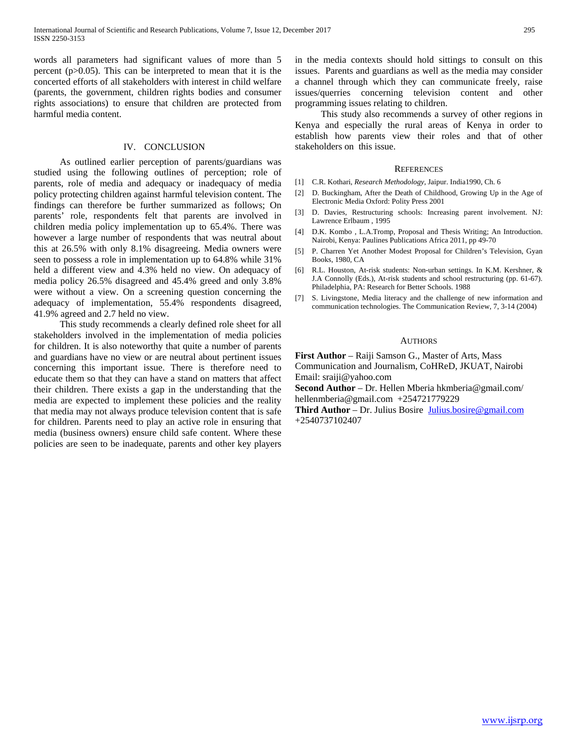words all parameters had significant values of more than 5 percent ($p>0.05$). This can be interpreted to mean that it is the concerted efforts of all stakeholders with interest in child welfare (parents, the government, children rights bodies and consumer rights associations) to ensure that children are protected from harmful media content.

## IV. CONCLUSION

As outlined earlier perception of parents/guardians was studied using the following outlines of perception; role of parents, role of media and adequacy or inadequacy of media policy protecting children against harmful television content. The findings can therefore be further summarized as follows; On parents' role, respondents felt that parents are involved in children media policy implementation up to 65.4%. There was however a large number of respondents that was neutral about this at 26.5% with only 8.1% disagreeing. Media owners were seen to possess a role in implementation up to 64.8% while 31% held a different view and 4.3% held no view. On adequacy of media policy 26.5% disagreed and 45.4% greed and only 3.8% were without a view. On a screening question concerning the adequacy of implementation, 55.4% respondents disagreed, 41.9% agreed and 2.7 held no view.

This study recommends a clearly defined role sheet for all stakeholders involved in the implementation of media policies for children. It is also noteworthy that quite a number of parents and guardians have no view or are neutral about pertinent issues concerning this important issue. There is therefore need to educate them so that they can have a stand on matters that affect their children. There exists a gap in the understanding that the media are expected to implement these policies and the reality that media may not always produce television content that is safe for children. Parents need to play an active role in ensuring that media (business owners) ensure child safe content. Where these policies are seen to be inadequate, parents and other key players in the media contexts should hold sittings to consult on this issues. Parents and guardians as well as the media may consider a channel through which they can communicate freely, raise issues/querries concerning television content and other programming issues relating to children.

This study also recommends a survey of other regions in Kenya and especially the rural areas of Kenya in order to establish how parents view their roles and that of other stakeholders on this issue.

## REFERENCES

[1] C.R. Kothari, *Research Methodology*, Jaipur. India1990, Ch. 6

[2] D. Buckingham, After the Death of Childhood, Growing Up in the Age of Electronic Media Oxford: Polity Press 2001

[3] D. Davies, Restructuring schools: Increasing parent involvement. NJ: Lawrence Erlbaum , 1995

[4] D.K. Kombo , L.A.Tromp, Proposal and Thesis Writing; An Introduction. Nairobi, Kenya: Paulines Publications Africa 2011, pp 49-70

[5] P. Charren Yet Another Modest Proposal for Children's Television, Gyan Books, 1980, CA

[6] R.L. Houston, At-risk students: Non-urban settings. In K.M. Kershner, & J.A Connolly (Eds.), At-risk students and school restructuring (pp. 61-67). Philadelphia, PA: Research for Better Schools. 1988

[7] S. Livingstone, Media literacy and the challenge of new information and communication technologies. The Communication Review, 7, 3-14 (2004)

## AUTHORS

**First Author** – Raiji Samson G., Master of Arts, Mass Communication and Journalism, CoHReD, JKUAT, Nairobi Email: sraiji@yahoo.com

**Second Author** – Dr. Hellen Mberia hkmberia@gmail.com/ hellenmberia@gmail.com +254721779229

**Third Author** – Dr. Julius Bosire Julius.bosire@gmail.com +2540737102407